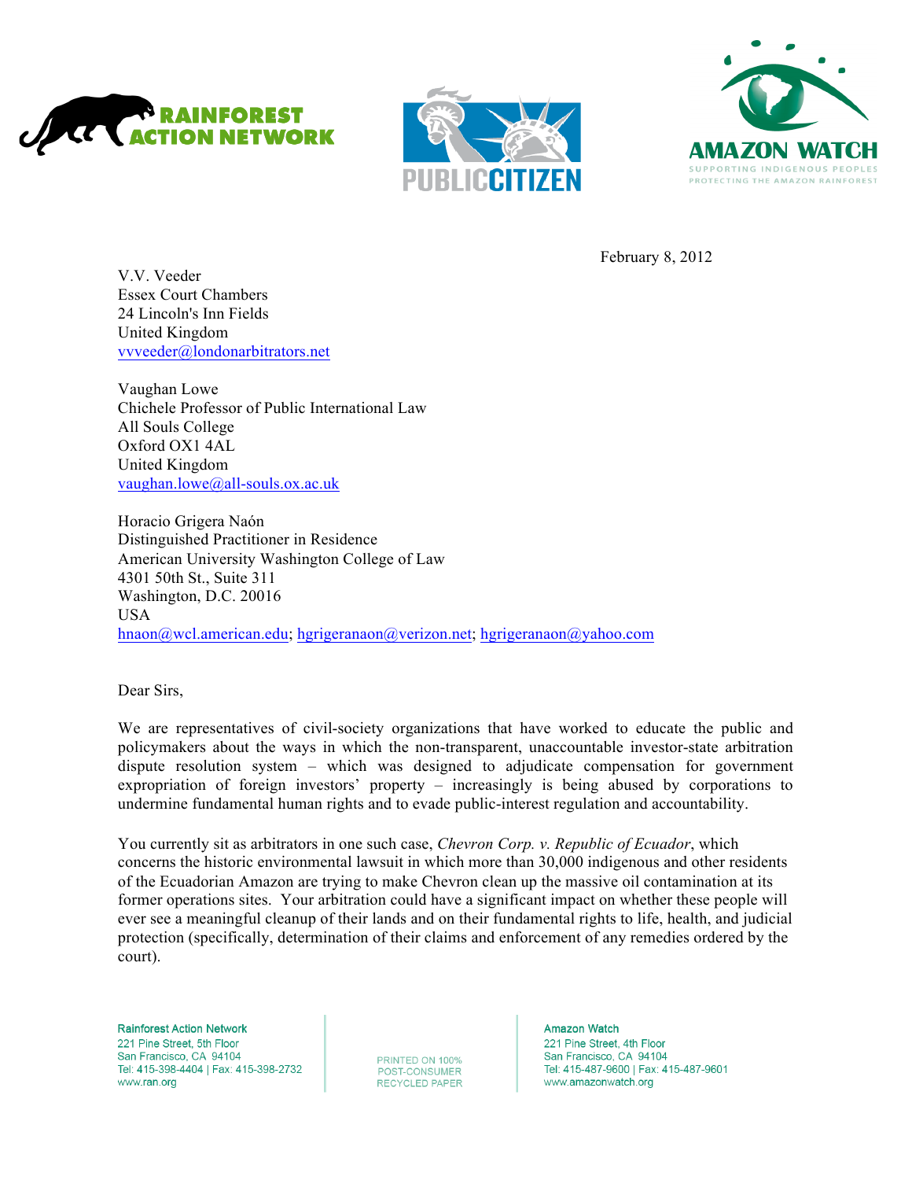RAINFOREST ACTION NETWORK

PUBLIC CITIZEN

AMAZON WATCH
SUPPORTING INDIGENOUS PEOPLES
PROTECTING THE AMAZON RAINFOREST

February 8, 2012

V.V. Veeder
Essex Court Chambers
24 Lincoln's Inn Fields
United Kingdom
vvveeder@londonarbitrators.net

Vaughan Lowe
Chichele Professor of Public International Law
All Souls College
Oxford OX1 4AL
United Kingdom
vaughan.lowe@all-souls.ox.ac.uk

Horacio Grigera Naón
Distinguished Practitioner in Residence
American University Washington College of Law
4301 50th St., Suite 311
Washington, D.C. 20016
USA
hnaon@wcl.american.edu; hgrigeranaon@verizon.net; hgrigeranaon@yahoo.com

Dear Sirs,

We are representatives of civil-society organizations that have worked to educate the public and policymakers about the ways in which the non-transparent, unaccountable investor-state arbitration dispute resolution system – which was designed to adjudicate compensation for government expropriation of foreign investors' property – increasingly is being abused by corporations to undermine fundamental human rights and to evade public-interest regulation and accountability.

You currently sit as arbitrators in one such case, *Chevron Corp. v. Republic of Ecuador*, which concerns the historic environmental lawsuit in which more than 30,000 indigenous and other residents of the Ecuadorian Amazon are trying to make Chevron clean up the massive oil contamination at its former operations sites. Your arbitration could have a significant impact on whether these people will ever see a meaningful cleanup of their lands and on their fundamental rights to life, health, and judicial protection (specifically, determination of their claims and enforcement of any remedies ordered by the court).

Rainforest Action Network
221 Pine Street, 5th Floor
San Francisco, CA 94104
Tel: 415-398-4404 | Fax: 415-398-2732
www.ran.org

PRINTED ON 100% POST-CONSUMER RECYCLED PAPER

Amazon Watch
221 Pine Street, 4th Floor
San Francisco, CA 94104
Tel: 415-487-9600 | Fax: 415-487-9601
www.amazonwatch.org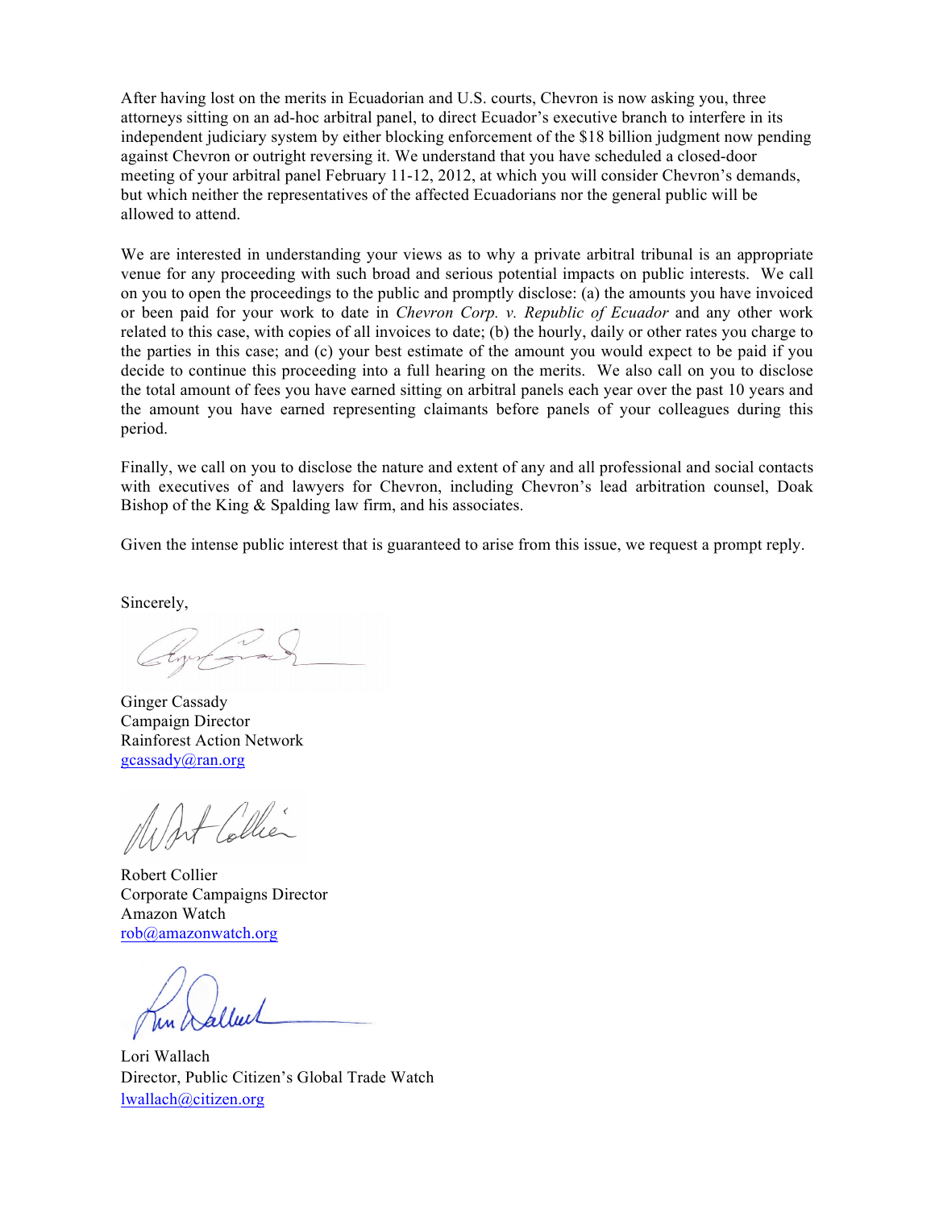After having lost on the merits in Ecuadorian and U.S. courts, Chevron is now asking you, three attorneys sitting on an ad-hoc arbitral panel, to direct Ecuador's executive branch to interfere in its independent judiciary system by either blocking enforcement of the $18 billion judgment now pending against Chevron or outright reversing it. We understand that you have scheduled a closed-door meeting of your arbitral panel February 11-12, 2012, at which you will consider Chevron's demands, but which neither the representatives of the affected Ecuadorians nor the general public will be allowed to attend.

We are interested in understanding your views as to why a private arbitral tribunal is an appropriate venue for any proceeding with such broad and serious potential impacts on public interests. We call on you to open the proceedings to the public and promptly disclose: (a) the amounts you have invoiced or been paid for your work to date in *Chevron Corp. v. Republic of Ecuador* and any other work related to this case, with copies of all invoices to date; (b) the hourly, daily or other rates you charge to the parties in this case; and (c) your best estimate of the amount you would expect to be paid if you decide to continue this proceeding into a full hearing on the merits. We also call on you to disclose the total amount of fees you have earned sitting on arbitral panels each year over the past 10 years and the amount you have earned representing claimants before panels of your colleagues during this period.

Finally, we call on you to disclose the nature and extent of any and all professional and social contacts with executives of and lawyers for Chevron, including Chevron's lead arbitration counsel, Doak Bishop of the King & Spalding law firm, and his associates.

Given the intense public interest that is guaranteed to arise from this issue, we request a prompt reply.

Sincerely,

Ginger Cassady
Campaign Director
Rainforest Action Network
gcassady@ran.org

Robert Collier
Corporate Campaigns Director
Amazon Watch
rob@amazonwatch.org

Lori Wallach
Director, Public Citizen's Global Trade Watch
lwallach@citizen.org